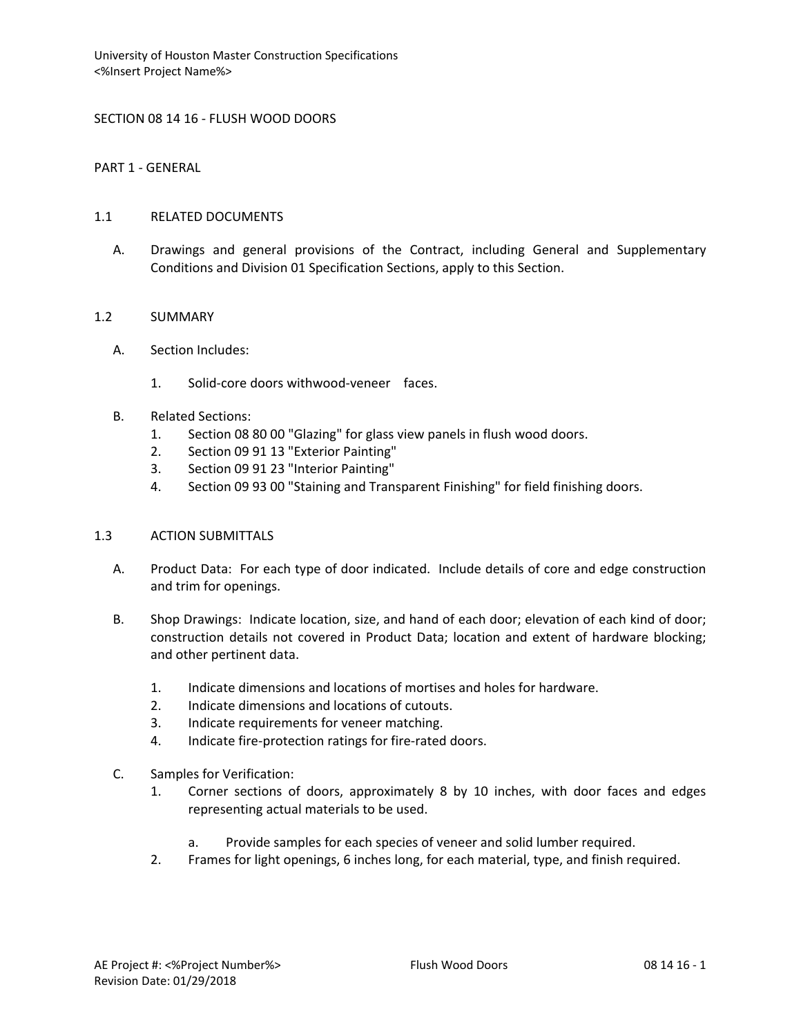University of Houston Master Construction Specifications
<%Insert Project Name%>

# SECTION 08 14 16 - FLUSH WOOD DOORS

## PART 1 - GENERAL

### 1.1 RELATED DOCUMENTS

A. Drawings and general provisions of the Contract, including General and Supplementary Conditions and Division 01 Specification Sections, apply to this Section.

### 1.2 SUMMARY

A. Section Includes:

1. Solid-core doors withwood-veneer faces.

B. Related Sections:

1. Section 08 80 00 "Glazing" for glass view panels in flush wood doors.
2. Section 09 91 13 "Exterior Painting"
3. Section 09 91 23 "Interior Painting"
4. Section 09 93 00 "Staining and Transparent Finishing" for field finishing doors.

### 1.3 ACTION SUBMITTALS

A. Product Data: For each type of door indicated. Include details of core and edge construction and trim for openings.

B. Shop Drawings: Indicate location, size, and hand of each door; elevation of each kind of door; construction details not covered in Product Data; location and extent of hardware blocking; and other pertinent data.

1. Indicate dimensions and locations of mortises and holes for hardware.
2. Indicate dimensions and locations of cutouts.
3. Indicate requirements for veneer matching.
4. Indicate fire-protection ratings for fire-rated doors.

C. Samples for Verification:

1. Corner sections of doors, approximately 8 by 10 inches, with door faces and edges representing actual materials to be used.

   a. Provide samples for each species of veneer and solid lumber required.

2. Frames for light openings, 6 inches long, for each material, type, and finish required.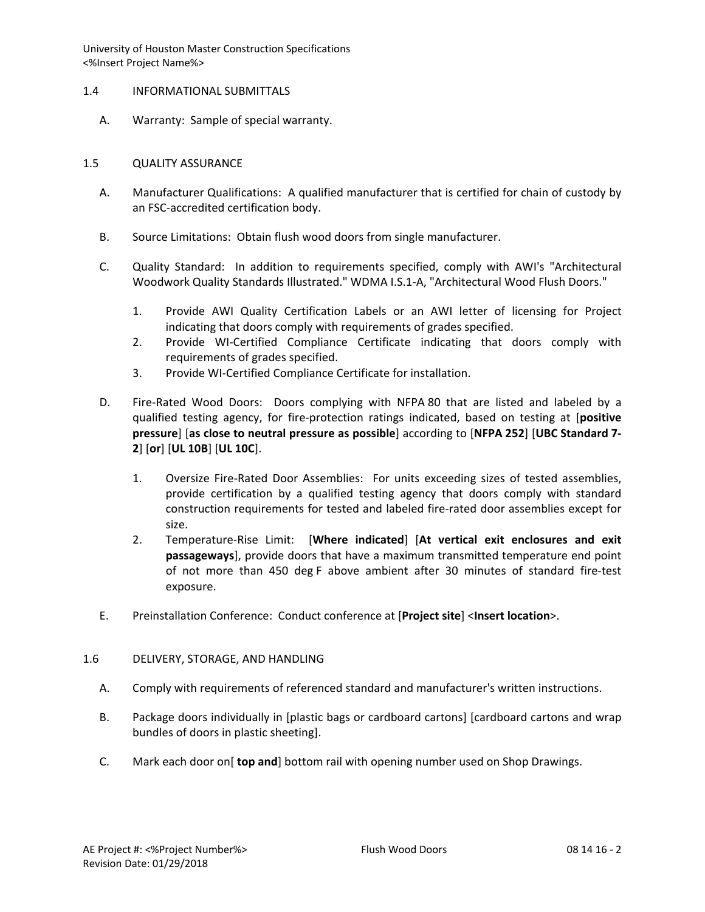## 1.4 INFORMATIONAL SUBMITTALS

A. Warranty: Sample of special warranty.

## 1.5 QUALITY ASSURANCE

A. Manufacturer Qualifications: A qualified manufacturer that is certified for chain of custody by an FSC-accredited certification body.

B. Source Limitations: Obtain flush wood doors from single manufacturer.

C. Quality Standard: In addition to requirements specified, comply with AWI's "Architectural Woodwork Quality Standards Illustrated." WDMA I.S.1-A, "Architectural Wood Flush Doors."

1. Provide AWI Quality Certification Labels or an AWI letter of licensing for Project indicating that doors comply with requirements of grades specified.
2. Provide WI-Certified Compliance Certificate indicating that doors comply with requirements of grades specified.
3. Provide WI-Certified Compliance Certificate for installation.

D. Fire-Rated Wood Doors: Doors complying with NFPA 80 that are listed and labeled by a qualified testing agency, for fire-protection ratings indicated, based on testing at [**positive pressure**] [**as close to neutral pressure as possible**] according to [**NFPA 252**] [**UBC Standard 7-2**] [**or**] [**UL 10B**] [**UL 10C**].

1. Oversize Fire-Rated Door Assemblies: For units exceeding sizes of tested assemblies, provide certification by a qualified testing agency that doors comply with standard construction requirements for tested and labeled fire-rated door assemblies except for size.
2. Temperature-Rise Limit: [**Where indicated**] [**At vertical exit enclosures and exit passageways**], provide doors that have a maximum transmitted temperature end point of not more than 450 deg F above ambient after 30 minutes of standard fire-test exposure.

E. Preinstallation Conference: Conduct conference at [**Project site**] <**Insert location**>.

## 1.6 DELIVERY, STORAGE, AND HANDLING

A. Comply with requirements of referenced standard and manufacturer's written instructions.

B. Package doors individually in [plastic bags or cardboard cartons] [cardboard cartons and wrap bundles of doors in plastic sheeting].

C. Mark each door on[ **top and**] bottom rail with opening number used on Shop Drawings.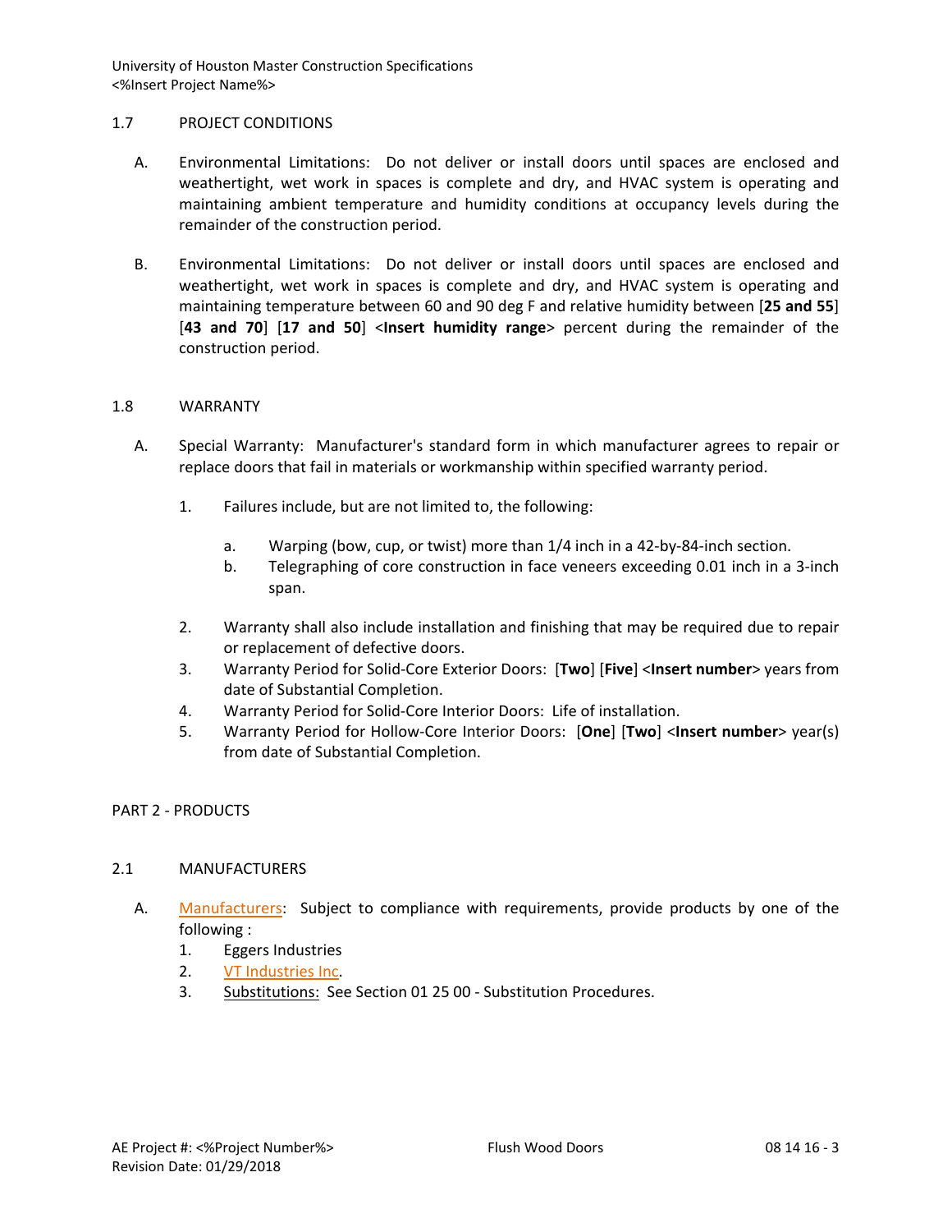## 1.7 PROJECT CONDITIONS

A. Environmental Limitations: Do not deliver or install doors until spaces are enclosed and weathertight, wet work in spaces is complete and dry, and HVAC system is operating and maintaining ambient temperature and humidity conditions at occupancy levels during the remainder of the construction period.

B. Environmental Limitations: Do not deliver or install doors until spaces are enclosed and weathertight, wet work in spaces is complete and dry, and HVAC system is operating and maintaining temperature between 60 and 90 deg F and relative humidity between [**25 and 55**] [**43 and 70**] [**17 and 50**] <**Insert humidity range**> percent during the remainder of the construction period.

## 1.8 WARRANTY

A. Special Warranty: Manufacturer's standard form in which manufacturer agrees to repair or replace doors that fail in materials or workmanship within specified warranty period.

1. Failures include, but are not limited to, the following:
   a. Warping (bow, cup, or twist) more than 1/4 inch in a 42-by-84-inch section.
   b. Telegraphing of core construction in face veneers exceeding 0.01 inch in a 3-inch span.
2. Warranty shall also include installation and finishing that may be required due to repair or replacement of defective doors.
3. Warranty Period for Solid-Core Exterior Doors: [**Two**] [**Five**] <**Insert number**> years from date of Substantial Completion.
4. Warranty Period for Solid-Core Interior Doors: Life of installation.
5. Warranty Period for Hollow-Core Interior Doors: [**One**] [**Two**] <**Insert number**> year(s) from date of Substantial Completion.

# PART 2 - PRODUCTS

## 2.1 MANUFACTURERS

A. Manufacturers: Subject to compliance with requirements, provide products by one of the following :

1. Eggers Industries
2. VT Industries Inc.
3. Substitutions: See Section 01 25 00 - Substitution Procedures.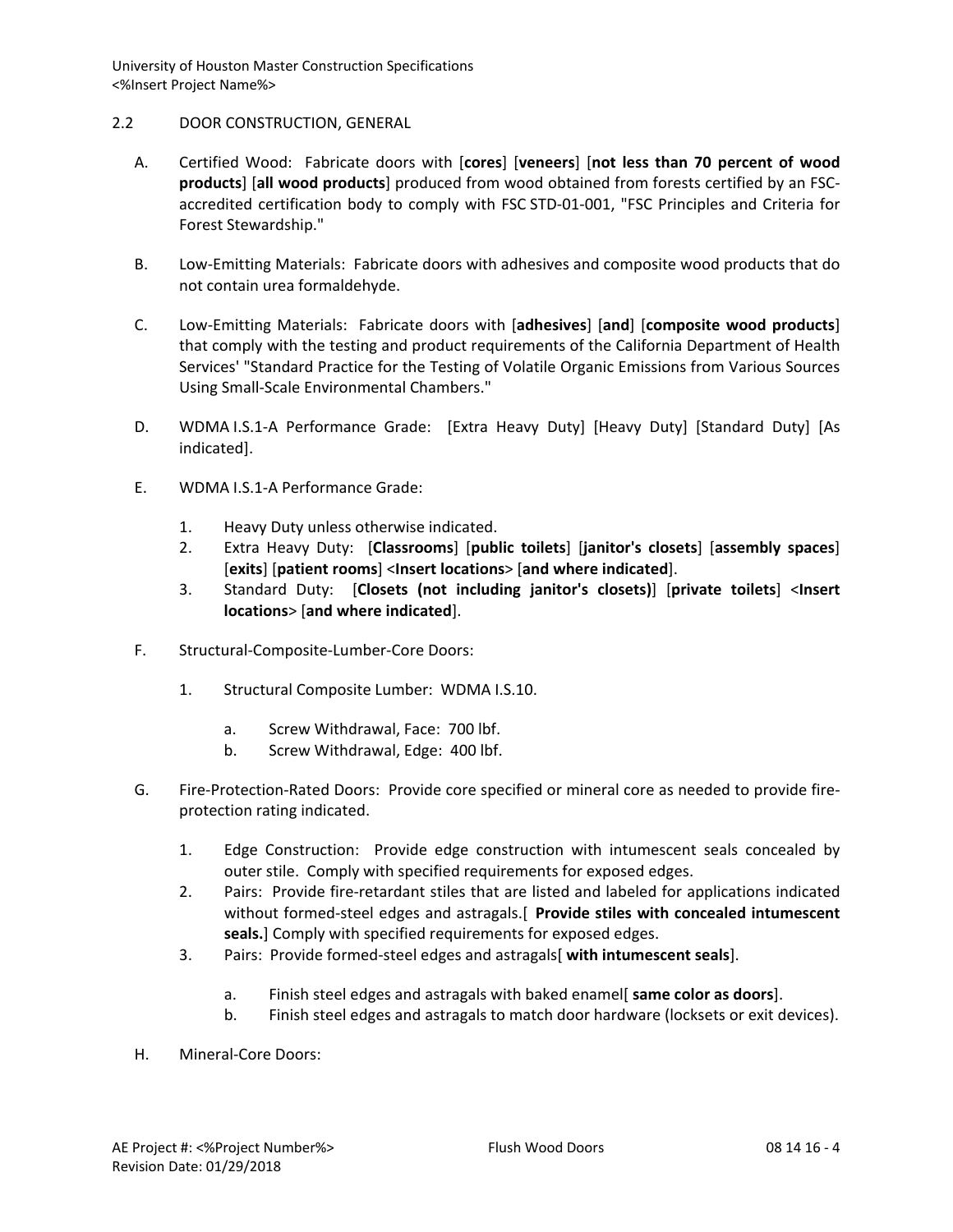## 2.2 DOOR CONSTRUCTION, GENERAL

A. Certified Wood: Fabricate doors with [**cores**] [**veneers**] [**not less than 70 percent of wood products**] [**all wood products**] produced from wood obtained from forests certified by an FSC-accredited certification body to comply with FSC STD-01-001, "FSC Principles and Criteria for Forest Stewardship."

B. Low-Emitting Materials: Fabricate doors with adhesives and composite wood products that do not contain urea formaldehyde.

C. Low-Emitting Materials: Fabricate doors with [**adhesives**] [**and**] [**composite wood products**] that comply with the testing and product requirements of the California Department of Health Services' "Standard Practice for the Testing of Volatile Organic Emissions from Various Sources Using Small-Scale Environmental Chambers."

D. WDMA I.S.1-A Performance Grade: [Extra Heavy Duty] [Heavy Duty] [Standard Duty] [As indicated].

E. WDMA I.S.1-A Performance Grade:

1. Heavy Duty unless otherwise indicated.
2. Extra Heavy Duty: [**Classrooms**] [**public toilets**] [**janitor's closets**] [**assembly spaces**] [**exits**] [**patient rooms**] <**Insert locations**> [**and where indicated**].
3. Standard Duty: [**Closets (not including janitor's closets)**] [**private toilets**] <**Insert locations**> [**and where indicated**].

F. Structural-Composite-Lumber-Core Doors:

1. Structural Composite Lumber: WDMA I.S.10.
   a. Screw Withdrawal, Face: 700 lbf.
   b. Screw Withdrawal, Edge: 400 lbf.

G. Fire-Protection-Rated Doors: Provide core specified or mineral core as needed to provide fire-protection rating indicated.

1. Edge Construction: Provide edge construction with intumescent seals concealed by outer stile. Comply with specified requirements for exposed edges.
2. Pairs: Provide fire-retardant stiles that are listed and labeled for applications indicated without formed-steel edges and astragals.[ **Provide stiles with concealed intumescent seals.**] Comply with specified requirements for exposed edges.
3. Pairs: Provide formed-steel edges and astragals[ **with intumescent seals**].
   a. Finish steel edges and astragals with baked enamel[ **same color as doors**].
   b. Finish steel edges and astragals to match door hardware (locksets or exit devices).

H. Mineral-Core Doors: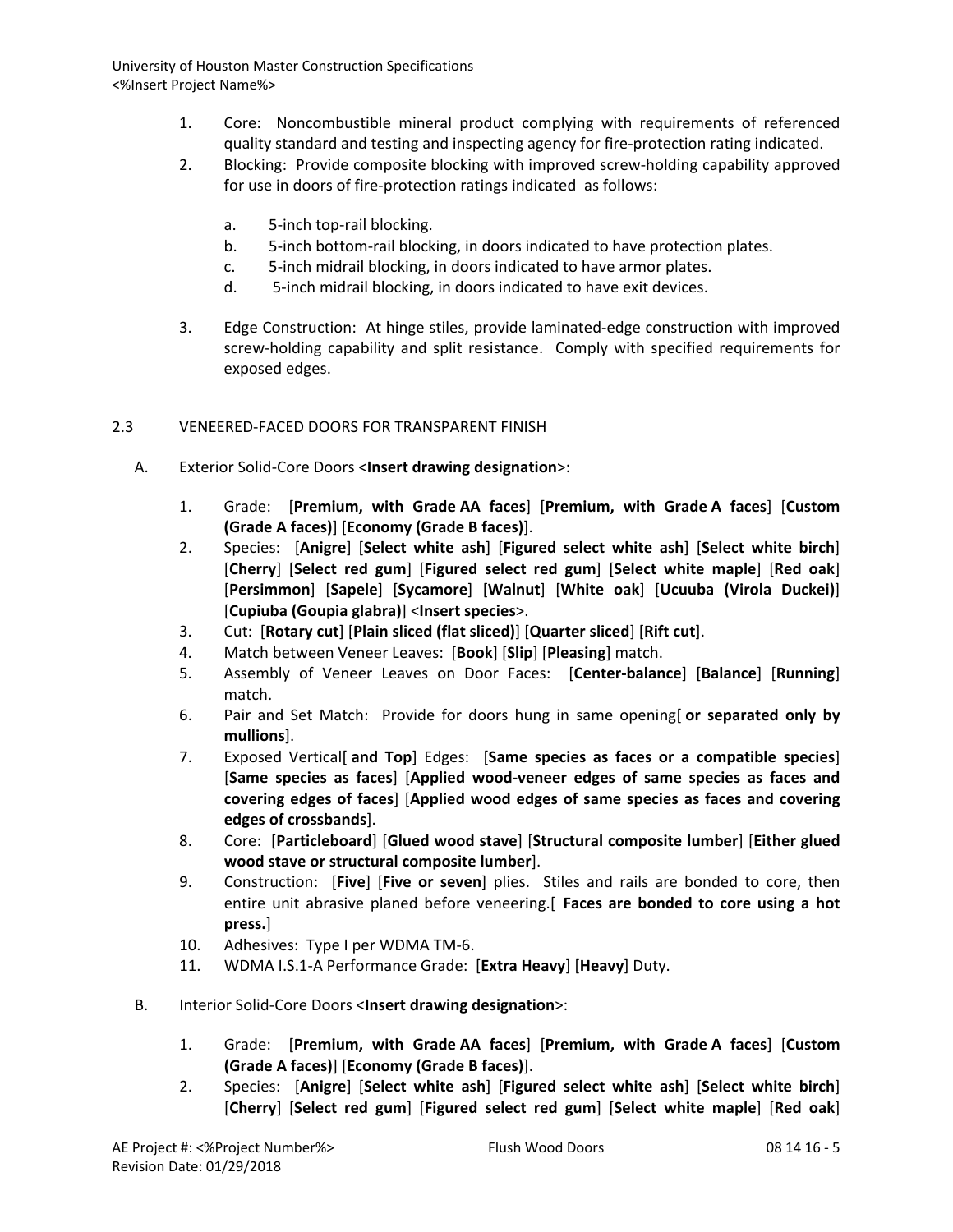1. Core: Noncombustible mineral product complying with requirements of referenced quality standard and testing and inspecting agency for fire-protection rating indicated.
2. Blocking: Provide composite blocking with improved screw-holding capability approved for use in doors of fire-protection ratings indicated as follows:
   a. 5-inch top-rail blocking.
   b. 5-inch bottom-rail blocking, in doors indicated to have protection plates.
   c. 5-inch midrail blocking, in doors indicated to have armor plates.
   d. 5-inch midrail blocking, in doors indicated to have exit devices.
3. Edge Construction: At hinge stiles, provide laminated-edge construction with improved screw-holding capability and split resistance. Comply with specified requirements for exposed edges.

## 2.3 VENEERED-FACED DOORS FOR TRANSPARENT FINISH

A. Exterior Solid-Core Doors <**Insert drawing designation**>:

1. Grade: [**Premium, with Grade AA faces**] [**Premium, with Grade A faces**] [**Custom (Grade A faces)**] [**Economy (Grade B faces)**].
2. Species: [**Anigre**] [**Select white ash**] [**Figured select white ash**] [**Select white birch**] [**Cherry**] [**Select red gum**] [**Figured select red gum**] [**Select white maple**] [**Red oak**] [**Persimmon**] [**Sapele**] [**Sycamore**] [**Walnut**] [**White oak**] [**Ucuuba (Virola Duckei)**] [**Cupiuba (Goupia glabra)**] <**Insert species**>.
3. Cut: [**Rotary cut**] [**Plain sliced (flat sliced)**] [**Quarter sliced**] [**Rift cut**].
4. Match between Veneer Leaves: [**Book**] [**Slip**] [**Pleasing**] match.
5. Assembly of Veneer Leaves on Door Faces: [**Center-balance**] [**Balance**] [**Running**] match.
6. Pair and Set Match: Provide for doors hung in same opening[ **or separated only by mullions**].
7. Exposed Vertical[ **and Top**] Edges: [**Same species as faces or a compatible species**] [**Same species as faces**] [**Applied wood-veneer edges of same species as faces and covering edges of faces**] [**Applied wood edges of same species as faces and covering edges of crossbands**].
8. Core: [**Particleboard**] [**Glued wood stave**] [**Structural composite lumber**] [**Either glued wood stave or structural composite lumber**].
9. Construction: [**Five**] [**Five or seven**] plies. Stiles and rails are bonded to core, then entire unit abrasive planed before veneering.[ **Faces are bonded to core using a hot press.**]
10. Adhesives: Type I per WDMA TM-6.
11. WDMA I.S.1-A Performance Grade: [**Extra Heavy**] [**Heavy**] Duty.

B. Interior Solid-Core Doors <**Insert drawing designation**>:

1. Grade: [**Premium, with Grade AA faces**] [**Premium, with Grade A faces**] [**Custom (Grade A faces)**] [**Economy (Grade B faces)**].
2. Species: [**Anigre**] [**Select white ash**] [**Figured select white ash**] [**Select white birch**] [**Cherry**] [**Select red gum**] [**Figured select red gum**] [**Select white maple**] [**Red oak**]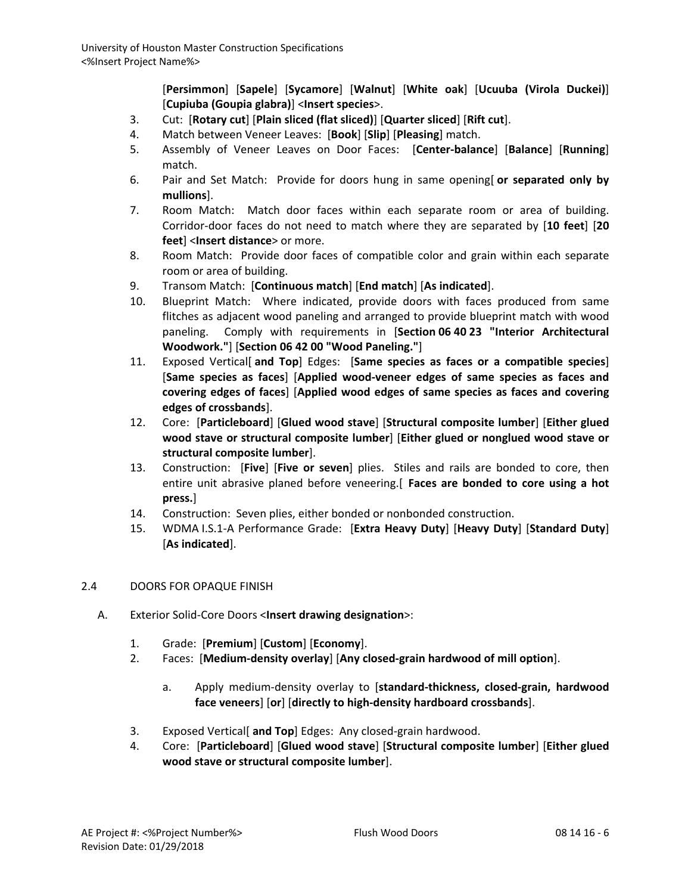[**Persimmon**] [**Sapele**] [**Sycamore**] [**Walnut**] [**White oak**] [**Ucuuba (Virola Duckei)**] [**Cupiuba (Goupia glabra)**] <**Insert species**>.

3. Cut: [**Rotary cut**] [**Plain sliced (flat sliced)**] [**Quarter sliced**] [**Rift cut**].
4. Match between Veneer Leaves: [**Book**] [**Slip**] [**Pleasing**] match.
5. Assembly of Veneer Leaves on Door Faces: [**Center-balance**] [**Balance**] [**Running**] match.
6. Pair and Set Match: Provide for doors hung in same opening[ **or separated only by mullions**].
7. Room Match: Match door faces within each separate room or area of building. Corridor-door faces do not need to match where they are separated by [**10 feet**] [**20 feet**] <**Insert distance**> or more.
8. Room Match: Provide door faces of compatible color and grain within each separate room or area of building.
9. Transom Match: [**Continuous match**] [**End match**] [**As indicated**].
10. Blueprint Match: Where indicated, provide doors with faces produced from same flitches as adjacent wood paneling and arranged to provide blueprint match with wood paneling. Comply with requirements in [**Section 06 40 23 "Interior Architectural Woodwork."**] [**Section 06 42 00 "Wood Paneling."**]
11. Exposed Vertical[ **and Top**] Edges: [**Same species as faces or a compatible species**] [**Same species as faces**] [**Applied wood-veneer edges of same species as faces and covering edges of faces**] [**Applied wood edges of same species as faces and covering edges of crossbands**].
12. Core: [**Particleboard**] [**Glued wood stave**] [**Structural composite lumber**] [**Either glued wood stave or structural composite lumber**] [**Either glued or nonglued wood stave or structural composite lumber**].
13. Construction: [**Five**] [**Five or seven**] plies. Stiles and rails are bonded to core, then entire unit abrasive planed before veneering.[ **Faces are bonded to core using a hot press.**]
14. Construction: Seven plies, either bonded or nonbonded construction.
15. WDMA I.S.1-A Performance Grade: [**Extra Heavy Duty**] [**Heavy Duty**] [**Standard Duty**] [**As indicated**].

## 2.4 DOORS FOR OPAQUE FINISH

A. Exterior Solid-Core Doors <**Insert drawing designation**>:

1. Grade: [**Premium**] [**Custom**] [**Economy**].
2. Faces: [**Medium-density overlay**] [**Any closed-grain hardwood of mill option**].
    a. Apply medium-density overlay to [**standard-thickness, closed-grain, hardwood face veneers**] [**or**] [**directly to high-density hardboard crossbands**].
3. Exposed Vertical[ **and Top**] Edges: Any closed-grain hardwood.
4. Core: [**Particleboard**] [**Glued wood stave**] [**Structural composite lumber**] [**Either glued wood stave or structural composite lumber**].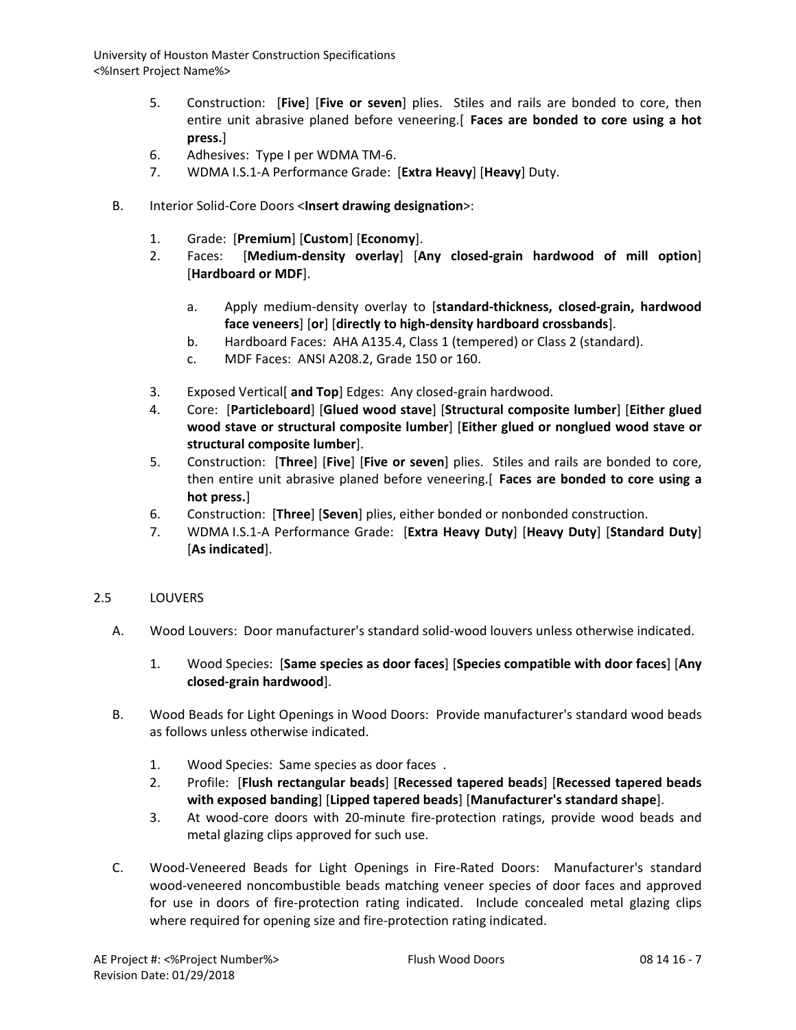5. Construction: [**Five**] [**Five or seven**] plies. Stiles and rails are bonded to core, then entire unit abrasive planed before veneering.[ **Faces are bonded to core using a hot press.**]
6. Adhesives: Type I per WDMA TM-6.
7. WDMA I.S.1-A Performance Grade: [**Extra Heavy**] [**Heavy**] Duty.

B. Interior Solid-Core Doors <**Insert drawing designation**>:

1. Grade: [**Premium**] [**Custom**] [**Economy**].
2. Faces: [**Medium-density overlay**] [**Any closed-grain hardwood of mill option**] [**Hardboard or MDF**].

   a. Apply medium-density overlay to [**standard-thickness, closed-grain, hardwood face veneers**] [**or**] [**directly to high-density hardboard crossbands**].
   b. Hardboard Faces: AHA A135.4, Class 1 (tempered) or Class 2 (standard).
   c. MDF Faces: ANSI A208.2, Grade 150 or 160.

3. Exposed Vertical[ **and Top**] Edges: Any closed-grain hardwood.
4. Core: [**Particleboard**] [**Glued wood stave**] [**Structural composite lumber**] [**Either glued wood stave or structural composite lumber**] [**Either glued or nonglued wood stave or structural composite lumber**].
5. Construction: [**Three**] [**Five**] [**Five or seven**] plies. Stiles and rails are bonded to core, then entire unit abrasive planed before veneering.[ **Faces are bonded to core using a hot press.**]
6. Construction: [**Three**] [**Seven**] plies, either bonded or nonbonded construction.
7. WDMA I.S.1-A Performance Grade: [**Extra Heavy Duty**] [**Heavy Duty**] [**Standard Duty**] [**As indicated**].

## 2.5 LOUVERS

A. Wood Louvers: Door manufacturer's standard solid-wood louvers unless otherwise indicated.

1. Wood Species: [**Same species as door faces**] [**Species compatible with door faces**] [**Any closed-grain hardwood**].

B. Wood Beads for Light Openings in Wood Doors: Provide manufacturer's standard wood beads as follows unless otherwise indicated.

1. Wood Species: Same species as door faces .
2. Profile: [**Flush rectangular beads**] [**Recessed tapered beads**] [**Recessed tapered beads with exposed banding**] [**Lipped tapered beads**] [**Manufacturer's standard shape**].
3. At wood-core doors with 20-minute fire-protection ratings, provide wood beads and metal glazing clips approved for such use.

C. Wood-Veneered Beads for Light Openings in Fire-Rated Doors: Manufacturer's standard wood-veneered noncombustible beads matching veneer species of door faces and approved for use in doors of fire-protection rating indicated. Include concealed metal glazing clips where required for opening size and fire-protection rating indicated.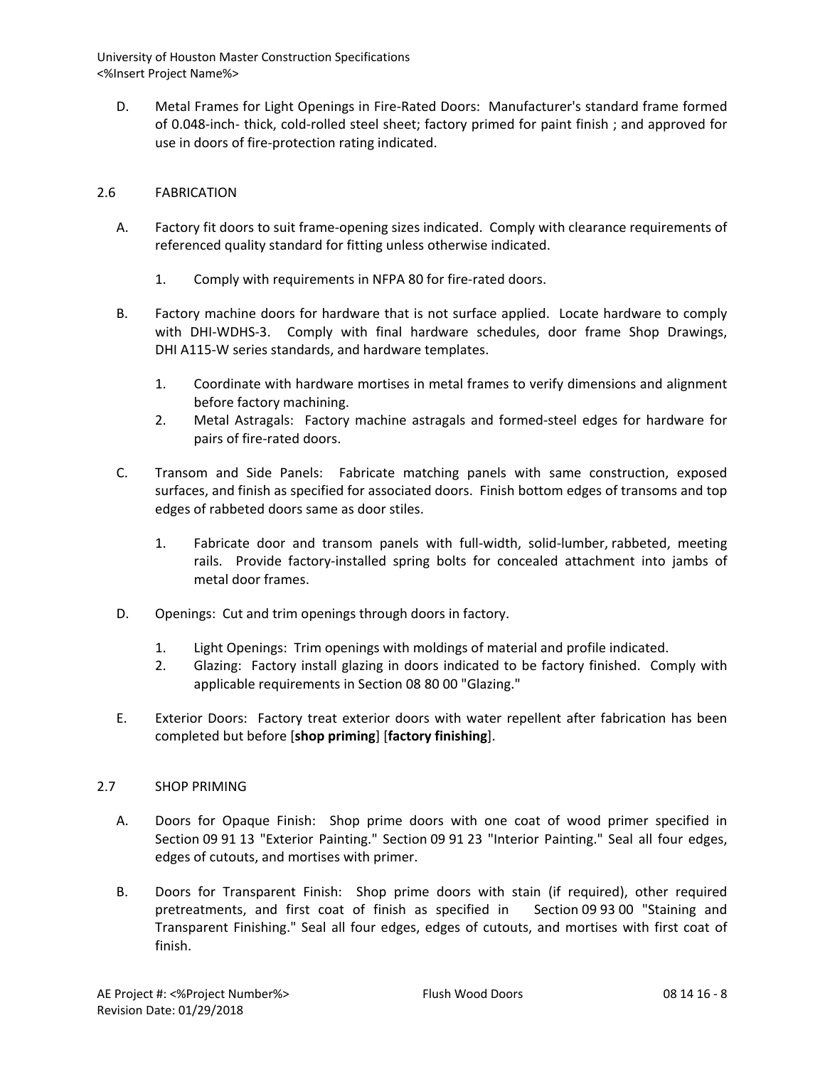D. Metal Frames for Light Openings in Fire-Rated Doors: Manufacturer's standard frame formed of 0.048-inch- thick, cold-rolled steel sheet; factory primed for paint finish ; and approved for use in doors of fire-protection rating indicated.

## 2.6 FABRICATION

A. Factory fit doors to suit frame-opening sizes indicated. Comply with clearance requirements of referenced quality standard for fitting unless otherwise indicated.

   1. Comply with requirements in NFPA 80 for fire-rated doors.

B. Factory machine doors for hardware that is not surface applied. Locate hardware to comply with DHI-WDHS-3. Comply with final hardware schedules, door frame Shop Drawings, DHI A115-W series standards, and hardware templates.

   1. Coordinate with hardware mortises in metal frames to verify dimensions and alignment before factory machining.
   2. Metal Astragals: Factory machine astragals and formed-steel edges for hardware for pairs of fire-rated doors.

C. Transom and Side Panels: Fabricate matching panels with same construction, exposed surfaces, and finish as specified for associated doors. Finish bottom edges of transoms and top edges of rabbeted doors same as door stiles.

   1. Fabricate door and transom panels with full-width, solid-lumber, rabbeted, meeting rails. Provide factory-installed spring bolts for concealed attachment into jambs of metal door frames.

D. Openings: Cut and trim openings through doors in factory.

   1. Light Openings: Trim openings with moldings of material and profile indicated.
   2. Glazing: Factory install glazing in doors indicated to be factory finished. Comply with applicable requirements in Section 08 80 00 "Glazing."

E. Exterior Doors: Factory treat exterior doors with water repellent after fabrication has been completed but before [**shop priming**] [**factory finishing**].

## 2.7 SHOP PRIMING

A. Doors for Opaque Finish: Shop prime doors with one coat of wood primer specified in Section 09 91 13 "Exterior Painting." Section 09 91 23 "Interior Painting." Seal all four edges, edges of cutouts, and mortises with primer.

B. Doors for Transparent Finish: Shop prime doors with stain (if required), other required pretreatments, and first coat of finish as specified in Section 09 93 00 "Staining and Transparent Finishing." Seal all four edges, edges of cutouts, and mortises with first coat of finish.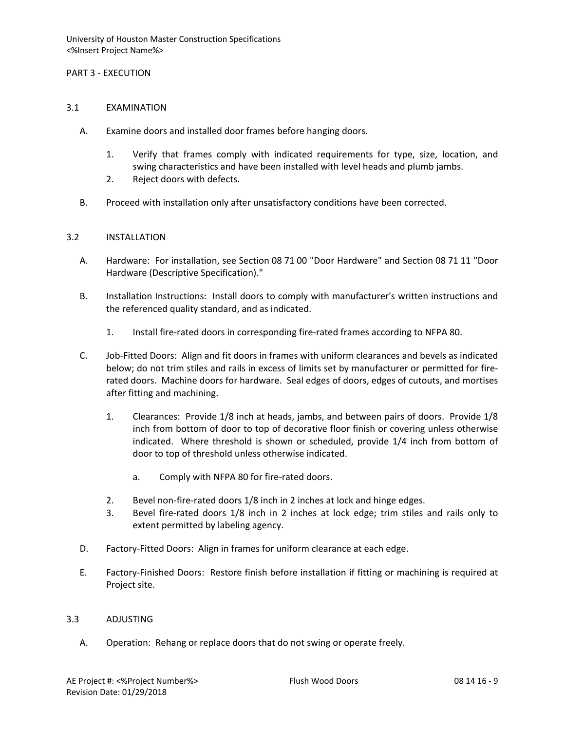## PART 3 - EXECUTION

### 3.1 EXAMINATION

A. Examine doors and installed door frames before hanging doors.

   1. Verify that frames comply with indicated requirements for type, size, location, and swing characteristics and have been installed with level heads and plumb jambs.
   2. Reject doors with defects.

B. Proceed with installation only after unsatisfactory conditions have been corrected.

### 3.2 INSTALLATION

A. Hardware: For installation, see Section 08 71 00 "Door Hardware" and Section 08 71 11 "Door Hardware (Descriptive Specification)."

B. Installation Instructions: Install doors to comply with manufacturer's written instructions and the referenced quality standard, and as indicated.

   1. Install fire-rated doors in corresponding fire-rated frames according to NFPA 80.

C. Job-Fitted Doors: Align and fit doors in frames with uniform clearances and bevels as indicated below; do not trim stiles and rails in excess of limits set by manufacturer or permitted for fire-rated doors. Machine doors for hardware. Seal edges of doors, edges of cutouts, and mortises after fitting and machining.

   1. Clearances: Provide 1/8 inch at heads, jambs, and between pairs of doors. Provide 1/8 inch from bottom of door to top of decorative floor finish or covering unless otherwise indicated. Where threshold is shown or scheduled, provide 1/4 inch from bottom of door to top of threshold unless otherwise indicated.

      a. Comply with NFPA 80 for fire-rated doors.

   2. Bevel non-fire-rated doors 1/8 inch in 2 inches at lock and hinge edges.
   3. Bevel fire-rated doors 1/8 inch in 2 inches at lock edge; trim stiles and rails only to extent permitted by labeling agency.

D. Factory-Fitted Doors: Align in frames for uniform clearance at each edge.

E. Factory-Finished Doors: Restore finish before installation if fitting or machining is required at Project site.

### 3.3 ADJUSTING

A. Operation: Rehang or replace doors that do not swing or operate freely.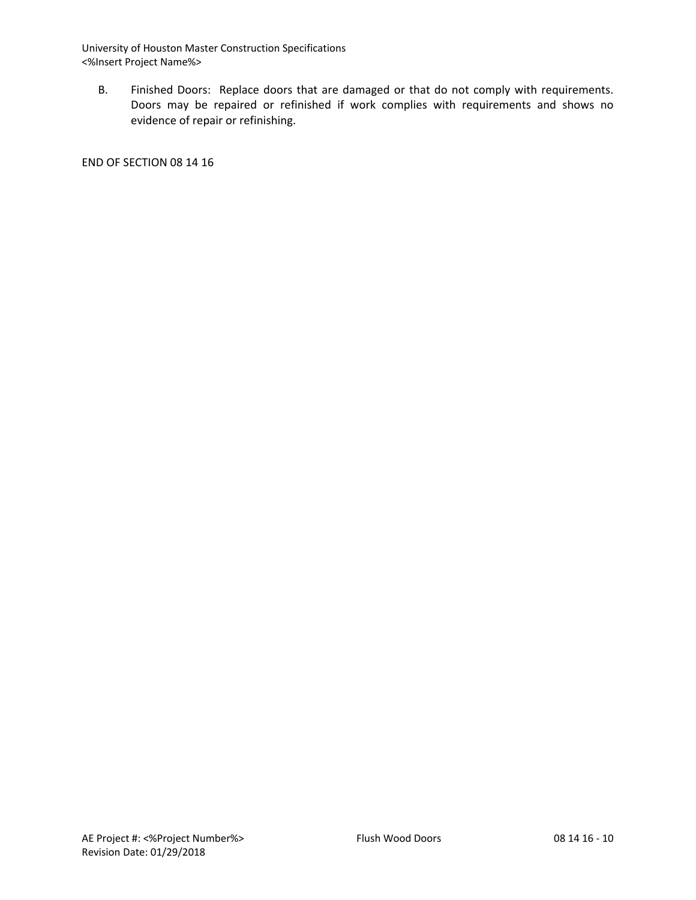B. Finished Doors: Replace doors that are damaged or that do not comply with requirements. Doors may be repaired or refinished if work complies with requirements and shows no evidence of repair or refinishing.

END OF SECTION 08 14 16